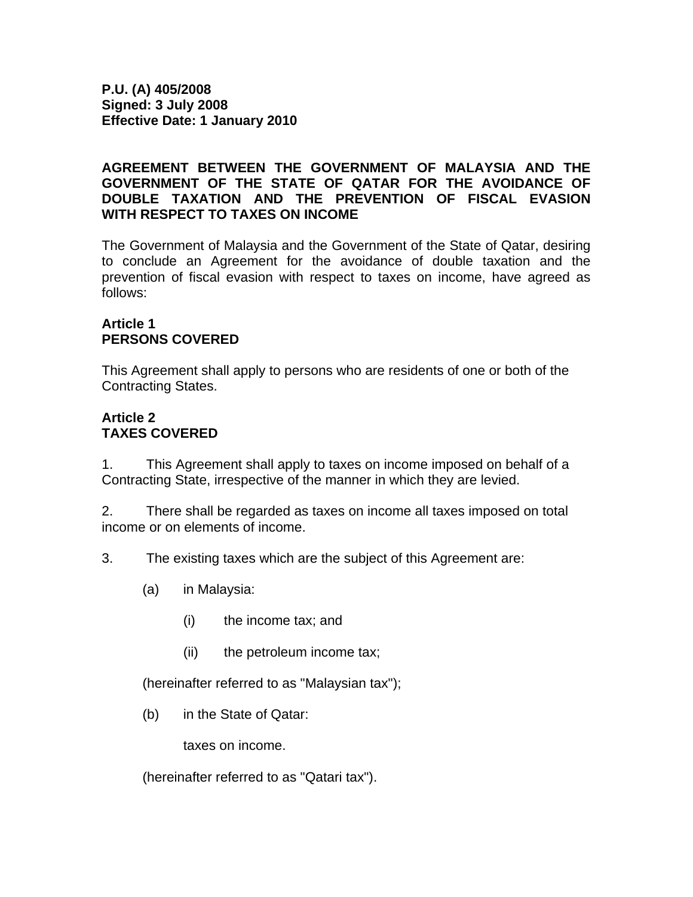**P.U. (A) 405/2008**
**Signed: 3 July 2008**
**Effective Date: 1 January 2010**

# AGREEMENT BETWEEN THE GOVERNMENT OF MALAYSIA AND THE GOVERNMENT OF THE STATE OF QATAR FOR THE AVOIDANCE OF DOUBLE TAXATION AND THE PREVENTION OF FISCAL EVASION WITH RESPECT TO TAXES ON INCOME

The Government of Malaysia and the Government of the State of Qatar, desiring to conclude an Agreement for the avoidance of double taxation and the prevention of fiscal evasion with respect to taxes on income, have agreed as follows:

## Article 1
## PERSONS COVERED

This Agreement shall apply to persons who are residents of one or both of the Contracting States.

## Article 2
## TAXES COVERED

1. This Agreement shall apply to taxes on income imposed on behalf of a Contracting State, irrespective of the manner in which they are levied.

2. There shall be regarded as taxes on income all taxes imposed on total income or on elements of income.

3. The existing taxes which are the subject of this Agreement are:

(a) in Malaysia:

(i) the income tax; and

(ii) the petroleum income tax;

(hereinafter referred to as "Malaysian tax");

(b) in the State of Qatar:

taxes on income.

(hereinafter referred to as "Qatari tax").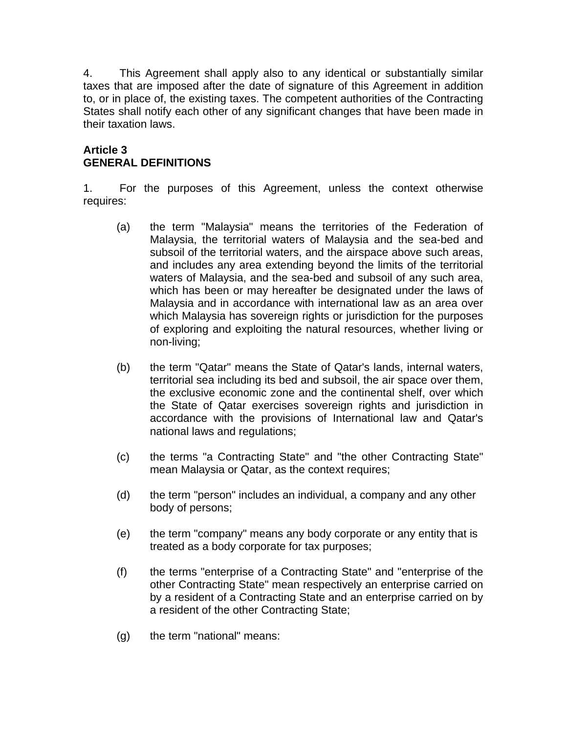4. This Agreement shall apply also to any identical or substantially similar taxes that are imposed after the date of signature of this Agreement in addition to, or in place of, the existing taxes. The competent authorities of the Contracting States shall notify each other of any significant changes that have been made in their taxation laws.

**Article 3**
**GENERAL DEFINITIONS**

1. For the purposes of this Agreement, unless the context otherwise requires:

(a) the term "Malaysia" means the territories of the Federation of Malaysia, the territorial waters of Malaysia and the sea-bed and subsoil of the territorial waters, and the airspace above such areas, and includes any area extending beyond the limits of the territorial waters of Malaysia, and the sea-bed and subsoil of any such area, which has been or may hereafter be designated under the laws of Malaysia and in accordance with international law as an area over which Malaysia has sovereign rights or jurisdiction for the purposes of exploring and exploiting the natural resources, whether living or non-living;

(b) the term "Qatar" means the State of Qatar's lands, internal waters, territorial sea including its bed and subsoil, the air space over them, the exclusive economic zone and the continental shelf, over which the State of Qatar exercises sovereign rights and jurisdiction in accordance with the provisions of International law and Qatar's national laws and regulations;

(c) the terms "a Contracting State" and "the other Contracting State" mean Malaysia or Qatar, as the context requires;

(d) the term "person" includes an individual, a company and any other body of persons;

(e) the term "company" means any body corporate or any entity that is treated as a body corporate for tax purposes;

(f) the terms "enterprise of a Contracting State" and "enterprise of the other Contracting State" mean respectively an enterprise carried on by a resident of a Contracting State and an enterprise carried on by a resident of the other Contracting State;

(g) the term "national" means: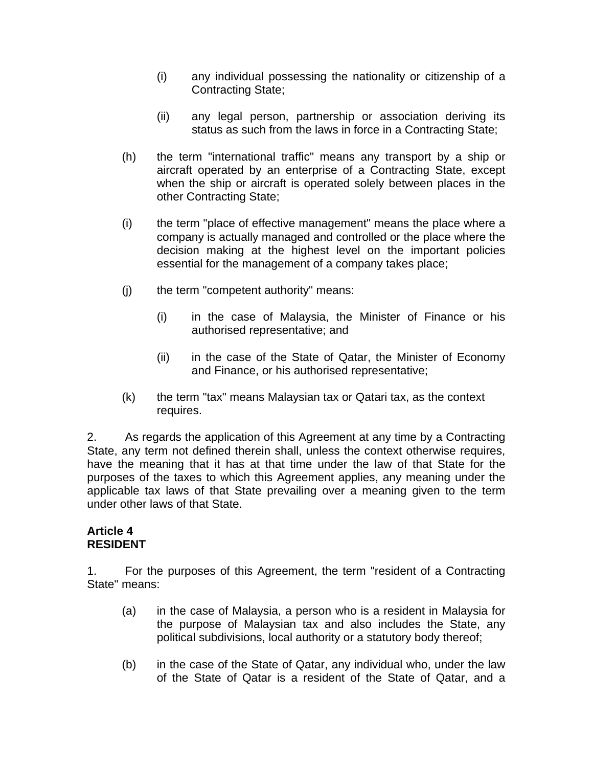(i) any individual possessing the nationality or citizenship of a Contracting State;

(ii) any legal person, partnership or association deriving its status as such from the laws in force in a Contracting State;

(h) the term "international traffic" means any transport by a ship or aircraft operated by an enterprise of a Contracting State, except when the ship or aircraft is operated solely between places in the other Contracting State;

(i) the term "place of effective management" means the place where a company is actually managed and controlled or the place where the decision making at the highest level on the important policies essential for the management of a company takes place;

(j) the term "competent authority" means:

(i) in the case of Malaysia, the Minister of Finance or his authorised representative; and

(ii) in the case of the State of Qatar, the Minister of Economy and Finance, or his authorised representative;

(k) the term "tax" means Malaysian tax or Qatari tax, as the context requires.

2. As regards the application of this Agreement at any time by a Contracting State, any term not defined therein shall, unless the context otherwise requires, have the meaning that it has at that time under the law of that State for the purposes of the taxes to which this Agreement applies, any meaning under the applicable tax laws of that State prevailing over a meaning given to the term under other laws of that State.

**Article 4**
**RESIDENT**

1. For the purposes of this Agreement, the term "resident of a Contracting State" means:

(a) in the case of Malaysia, a person who is a resident in Malaysia for the purpose of Malaysian tax and also includes the State, any political subdivisions, local authority or a statutory body thereof;

(b) in the case of the State of Qatar, any individual who, under the law of the State of Qatar is a resident of the State of Qatar, and a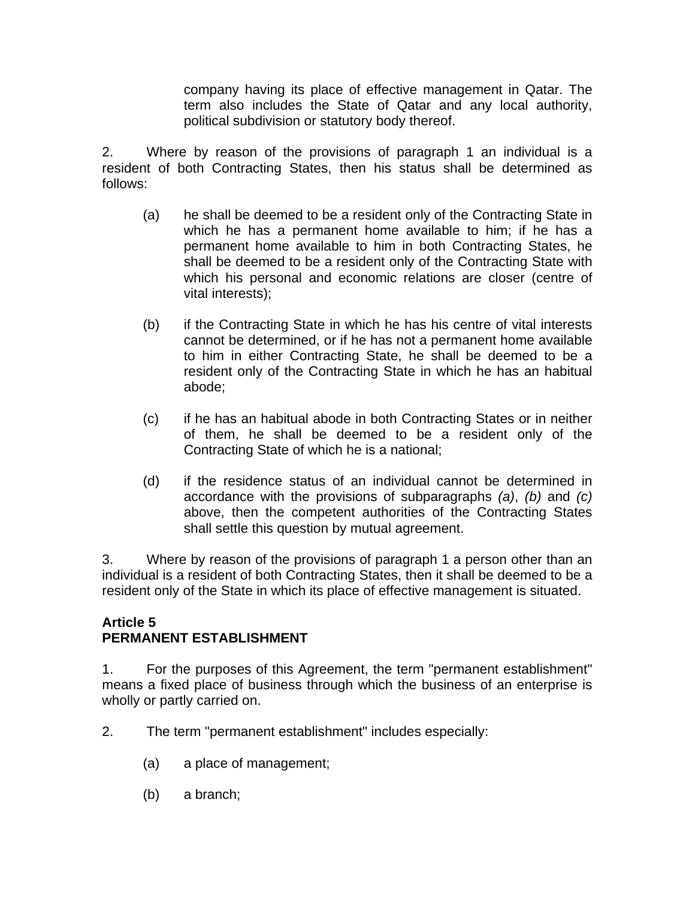company having its place of effective management in Qatar. The term also includes the State of Qatar and any local authority, political subdivision or statutory body thereof.

2. Where by reason of the provisions of paragraph 1 an individual is a resident of both Contracting States, then his status shall be determined as follows:

(a) he shall be deemed to be a resident only of the Contracting State in which he has a permanent home available to him; if he has a permanent home available to him in both Contracting States, he shall be deemed to be a resident only of the Contracting State with which his personal and economic relations are closer (centre of vital interests);

(b) if the Contracting State in which he has his centre of vital interests cannot be determined, or if he has not a permanent home available to him in either Contracting State, he shall be deemed to be a resident only of the Contracting State in which he has an habitual abode;

(c) if he has an habitual abode in both Contracting States or in neither of them, he shall be deemed to be a resident only of the Contracting State of which he is a national;

(d) if the residence status of an individual cannot be determined in accordance with the provisions of subparagraphs *(a)*, *(b)* and *(c)* above, then the competent authorities of the Contracting States shall settle this question by mutual agreement.

3. Where by reason of the provisions of paragraph 1 a person other than an individual is a resident of both Contracting States, then it shall be deemed to be a resident only of the State in which its place of effective management is situated.

**Article 5**
**PERMANENT ESTABLISHMENT**

1. For the purposes of this Agreement, the term "permanent establishment" means a fixed place of business through which the business of an enterprise is wholly or partly carried on.

2. The term "permanent establishment" includes especially:

(a) a place of management;

(b) a branch;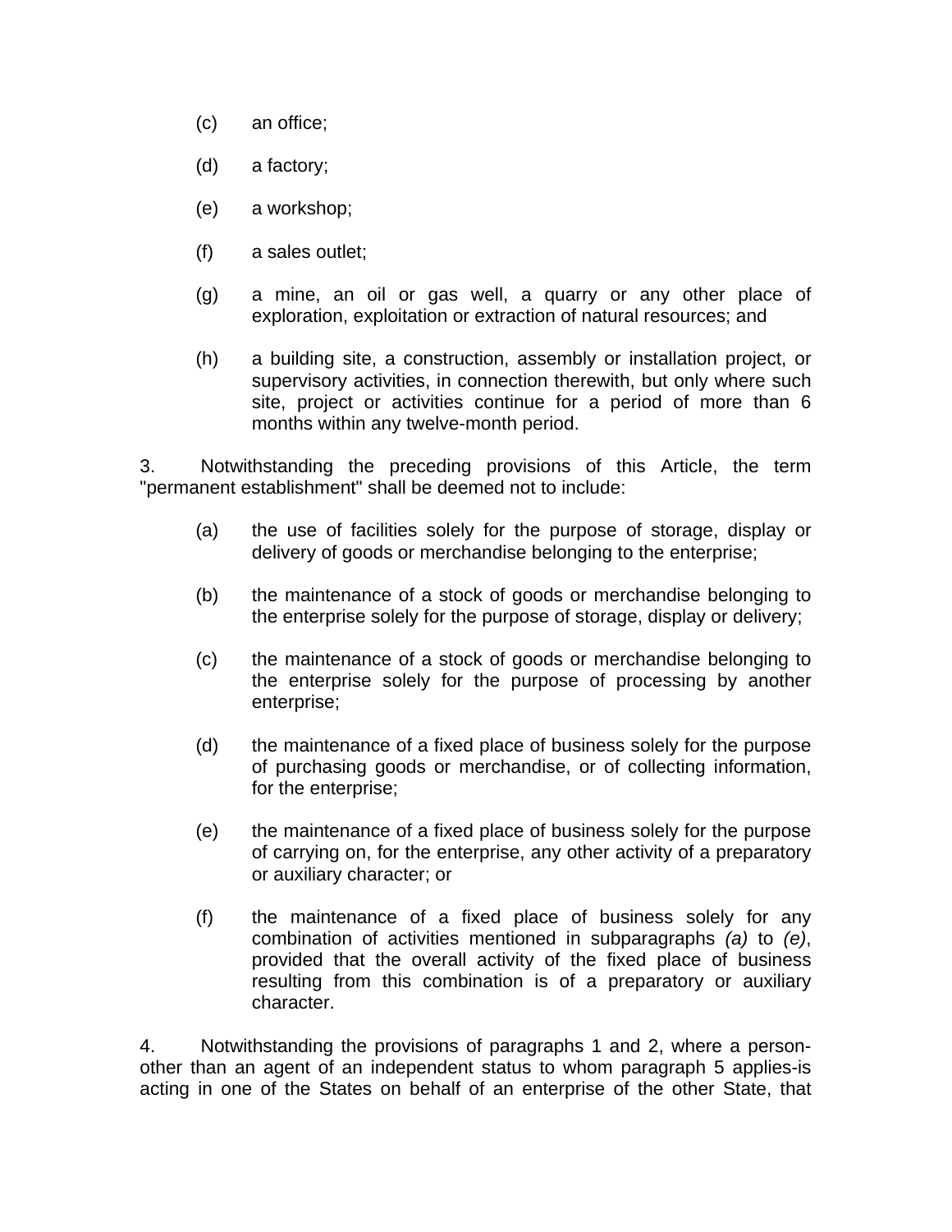(c) an office;

(d) a factory;

(e) a workshop;

(f) a sales outlet;

(g) a mine, an oil or gas well, a quarry or any other place of exploration, exploitation or extraction of natural resources; and

(h) a building site, a construction, assembly or installation project, or supervisory activities, in connection therewith, but only where such site, project or activities continue for a period of more than 6 months within any twelve-month period.

3. Notwithstanding the preceding provisions of this Article, the term "permanent establishment" shall be deemed not to include:

(a) the use of facilities solely for the purpose of storage, display or delivery of goods or merchandise belonging to the enterprise;

(b) the maintenance of a stock of goods or merchandise belonging to the enterprise solely for the purpose of storage, display or delivery;

(c) the maintenance of a stock of goods or merchandise belonging to the enterprise solely for the purpose of processing by another enterprise;

(d) the maintenance of a fixed place of business solely for the purpose of purchasing goods or merchandise, or of collecting information, for the enterprise;

(e) the maintenance of a fixed place of business solely for the purpose of carrying on, for the enterprise, any other activity of a preparatory or auxiliary character; or

(f) the maintenance of a fixed place of business solely for any combination of activities mentioned in subparagraphs *(a)* to *(e)*, provided that the overall activity of the fixed place of business resulting from this combination is of a preparatory or auxiliary character.

4. Notwithstanding the provisions of paragraphs 1 and 2, where a person-other than an agent of an independent status to whom paragraph 5 applies-is acting in one of the States on behalf of an enterprise of the other State, that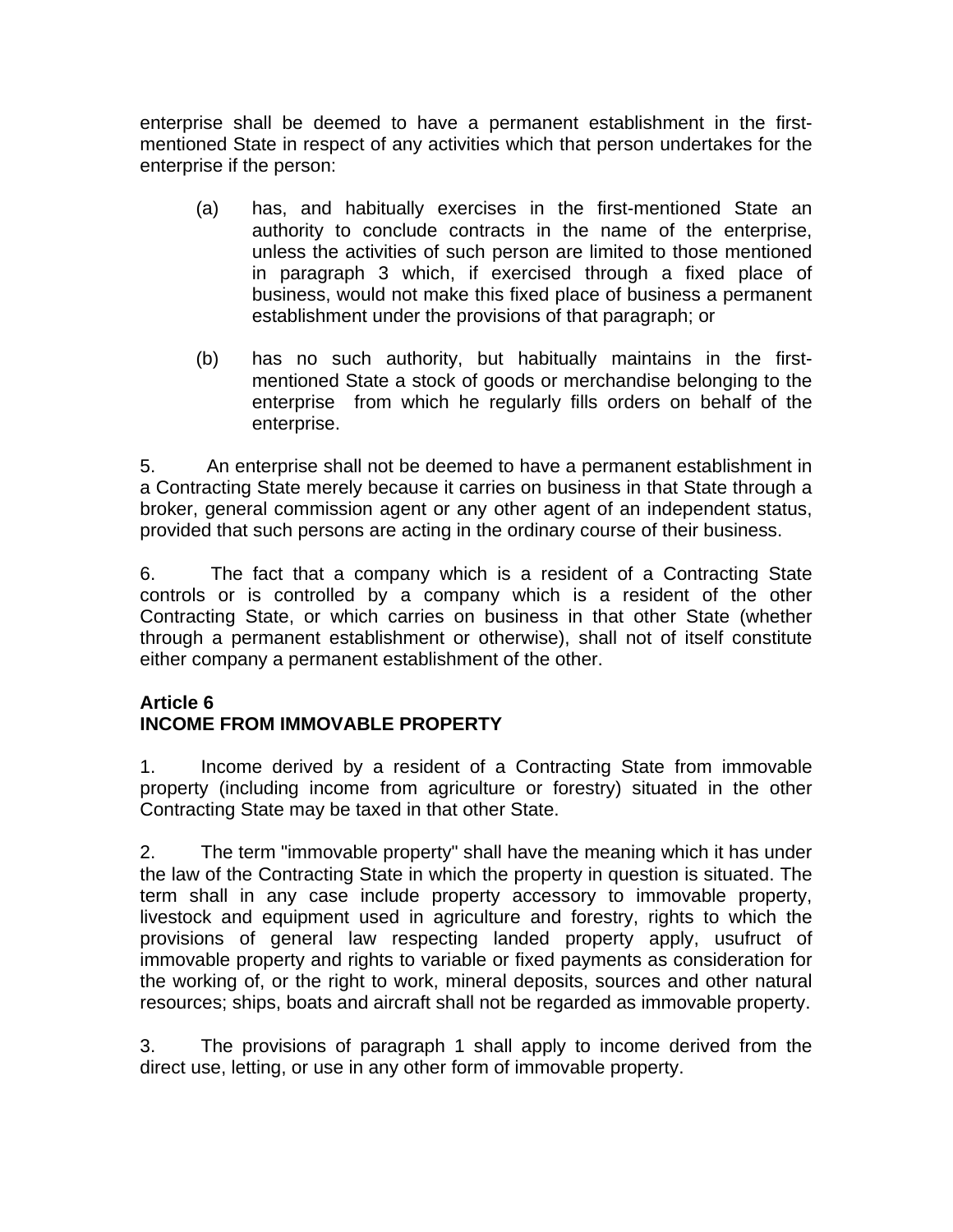enterprise shall be deemed to have a permanent establishment in the first-mentioned State in respect of any activities which that person undertakes for the enterprise if the person:

(a) has, and habitually exercises in the first-mentioned State an authority to conclude contracts in the name of the enterprise, unless the activities of such person are limited to those mentioned in paragraph 3 which, if exercised through a fixed place of business, would not make this fixed place of business a permanent establishment under the provisions of that paragraph; or

(b) has no such authority, but habitually maintains in the first-mentioned State a stock of goods or merchandise belonging to the enterprise from which he regularly fills orders on behalf of the enterprise.

5. An enterprise shall not be deemed to have a permanent establishment in a Contracting State merely because it carries on business in that State through a broker, general commission agent or any other agent of an independent status, provided that such persons are acting in the ordinary course of their business.

6. The fact that a company which is a resident of a Contracting State controls or is controlled by a company which is a resident of the other Contracting State, or which carries on business in that other State (whether through a permanent establishment or otherwise), shall not of itself constitute either company a permanent establishment of the other.

**Article 6**
**INCOME FROM IMMOVABLE PROPERTY**

1. Income derived by a resident of a Contracting State from immovable property (including income from agriculture or forestry) situated in the other Contracting State may be taxed in that other State.

2. The term "immovable property" shall have the meaning which it has under the law of the Contracting State in which the property in question is situated. The term shall in any case include property accessory to immovable property, livestock and equipment used in agriculture and forestry, rights to which the provisions of general law respecting landed property apply, usufruct of immovable property and rights to variable or fixed payments as consideration for the working of, or the right to work, mineral deposits, sources and other natural resources; ships, boats and aircraft shall not be regarded as immovable property.

3. The provisions of paragraph 1 shall apply to income derived from the direct use, letting, or use in any other form of immovable property.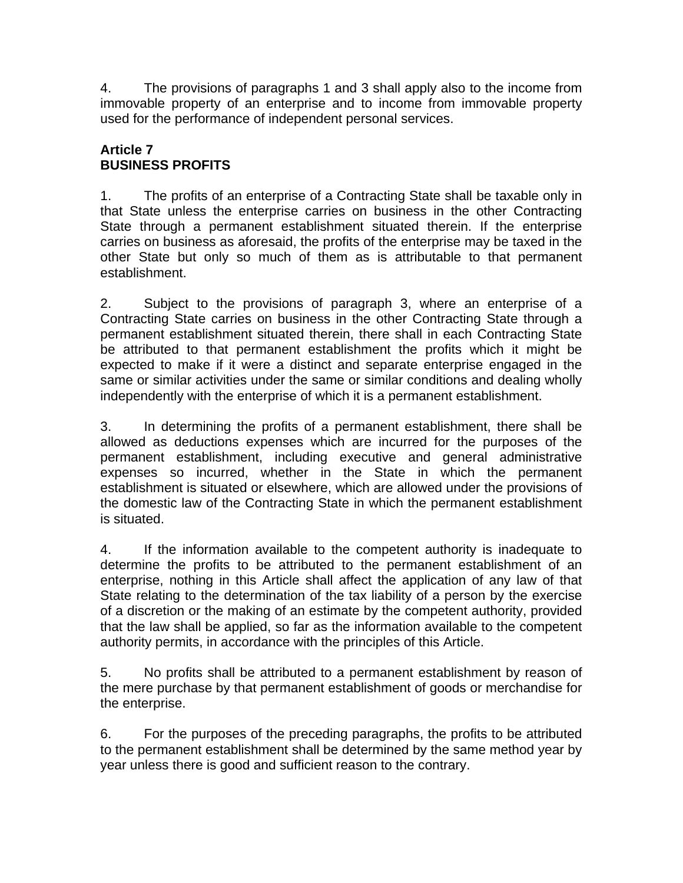4. The provisions of paragraphs 1 and 3 shall apply also to the income from immovable property of an enterprise and to income from immovable property used for the performance of independent personal services.

**Article 7**
**BUSINESS PROFITS**

1. The profits of an enterprise of a Contracting State shall be taxable only in that State unless the enterprise carries on business in the other Contracting State through a permanent establishment situated therein. If the enterprise carries on business as aforesaid, the profits of the enterprise may be taxed in the other State but only so much of them as is attributable to that permanent establishment.

2. Subject to the provisions of paragraph 3, where an enterprise of a Contracting State carries on business in the other Contracting State through a permanent establishment situated therein, there shall in each Contracting State be attributed to that permanent establishment the profits which it might be expected to make if it were a distinct and separate enterprise engaged in the same or similar activities under the same or similar conditions and dealing wholly independently with the enterprise of which it is a permanent establishment.

3. In determining the profits of a permanent establishment, there shall be allowed as deductions expenses which are incurred for the purposes of the permanent establishment, including executive and general administrative expenses so incurred, whether in the State in which the permanent establishment is situated or elsewhere, which are allowed under the provisions of the domestic law of the Contracting State in which the permanent establishment is situated.

4. If the information available to the competent authority is inadequate to determine the profits to be attributed to the permanent establishment of an enterprise, nothing in this Article shall affect the application of any law of that State relating to the determination of the tax liability of a person by the exercise of a discretion or the making of an estimate by the competent authority, provided that the law shall be applied, so far as the information available to the competent authority permits, in accordance with the principles of this Article.

5. No profits shall be attributed to a permanent establishment by reason of the mere purchase by that permanent establishment of goods or merchandise for the enterprise.

6. For the purposes of the preceding paragraphs, the profits to be attributed to the permanent establishment shall be determined by the same method year by year unless there is good and sufficient reason to the contrary.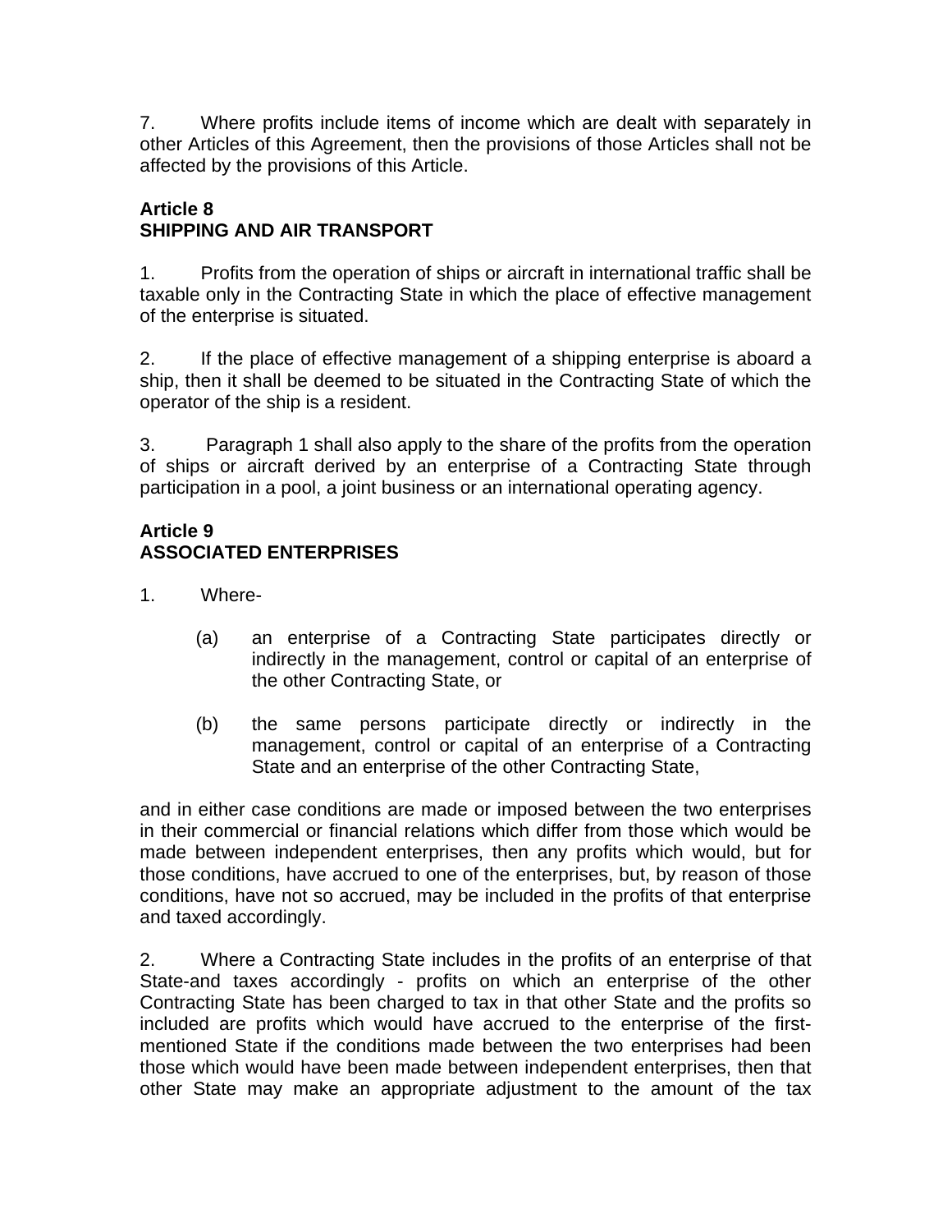7. Where profits include items of income which are dealt with separately in other Articles of this Agreement, then the provisions of those Articles shall not be affected by the provisions of this Article.

**Article 8**
**SHIPPING AND AIR TRANSPORT**

1. Profits from the operation of ships or aircraft in international traffic shall be taxable only in the Contracting State in which the place of effective management of the enterprise is situated.

2. If the place of effective management of a shipping enterprise is aboard a ship, then it shall be deemed to be situated in the Contracting State of which the operator of the ship is a resident.

3. Paragraph 1 shall also apply to the share of the profits from the operation of ships or aircraft derived by an enterprise of a Contracting State through participation in a pool, a joint business or an international operating agency.

**Article 9**
**ASSOCIATED ENTERPRISES**

1. Where-

   (a) an enterprise of a Contracting State participates directly or indirectly in the management, control or capital of an enterprise of the other Contracting State, or

   (b) the same persons participate directly or indirectly in the management, control or capital of an enterprise of a Contracting State and an enterprise of the other Contracting State,

and in either case conditions are made or imposed between the two enterprises in their commercial or financial relations which differ from those which would be made between independent enterprises, then any profits which would, but for those conditions, have accrued to one of the enterprises, but, by reason of those conditions, have not so accrued, may be included in the profits of that enterprise and taxed accordingly.

2. Where a Contracting State includes in the profits of an enterprise of that State-and taxes accordingly - profits on which an enterprise of the other Contracting State has been charged to tax in that other State and the profits so included are profits which would have accrued to the enterprise of the first-mentioned State if the conditions made between the two enterprises had been those which would have been made between independent enterprises, then that other State may make an appropriate adjustment to the amount of the tax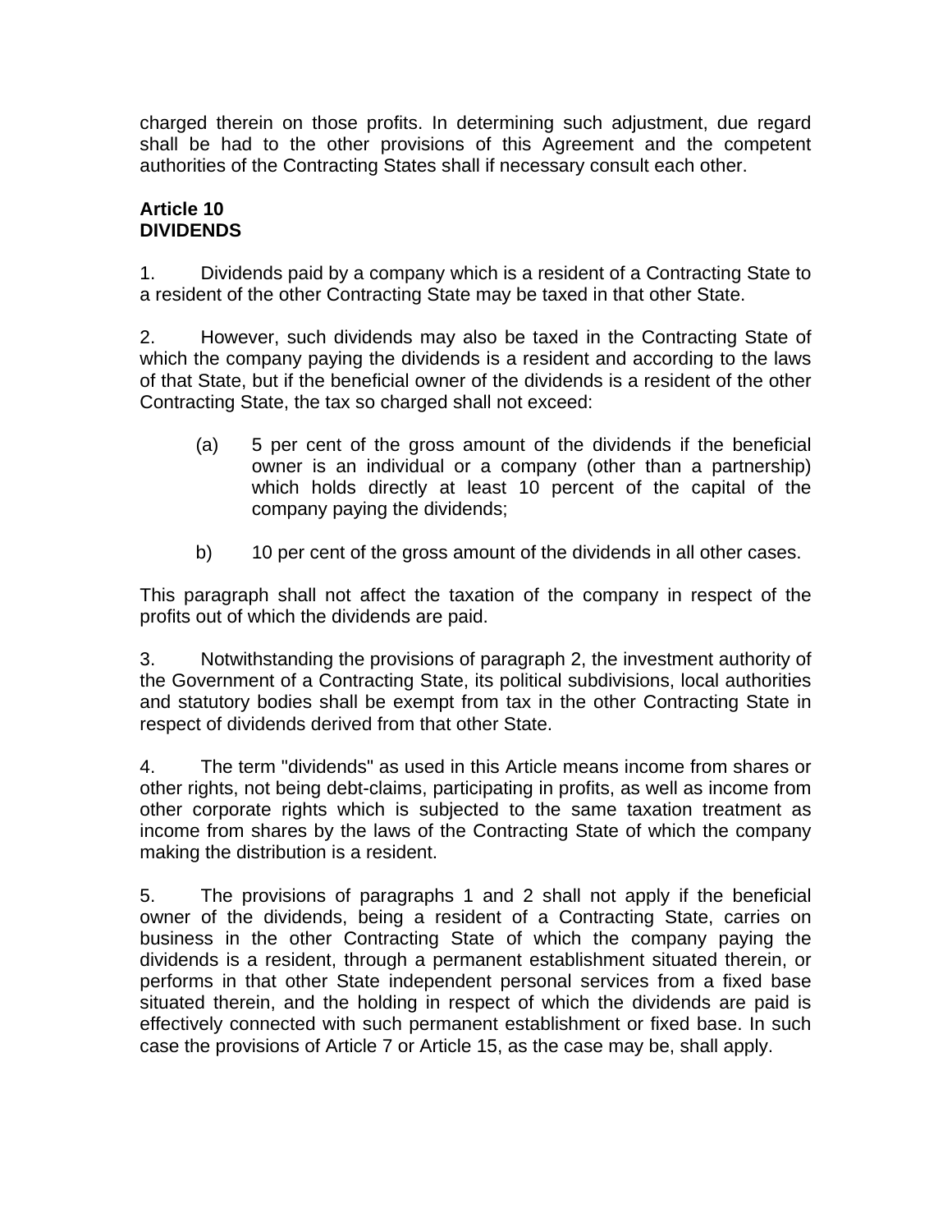charged therein on those profits. In determining such adjustment, due regard shall be had to the other provisions of this Agreement and the competent authorities of the Contracting States shall if necessary consult each other.

**Article 10**
**DIVIDENDS**

1. Dividends paid by a company which is a resident of a Contracting State to a resident of the other Contracting State may be taxed in that other State.

2. However, such dividends may also be taxed in the Contracting State of which the company paying the dividends is a resident and according to the laws of that State, but if the beneficial owner of the dividends is a resident of the other Contracting State, the tax so charged shall not exceed:

   (a) 5 per cent of the gross amount of the dividends if the beneficial owner is an individual or a company (other than a partnership) which holds directly at least 10 percent of the capital of the company paying the dividends;

   b) 10 per cent of the gross amount of the dividends in all other cases.

This paragraph shall not affect the taxation of the company in respect of the profits out of which the dividends are paid.

3. Notwithstanding the provisions of paragraph 2, the investment authority of the Government of a Contracting State, its political subdivisions, local authorities and statutory bodies shall be exempt from tax in the other Contracting State in respect of dividends derived from that other State.

4. The term "dividends" as used in this Article means income from shares or other rights, not being debt-claims, participating in profits, as well as income from other corporate rights which is subjected to the same taxation treatment as income from shares by the laws of the Contracting State of which the company making the distribution is a resident.

5. The provisions of paragraphs 1 and 2 shall not apply if the beneficial owner of the dividends, being a resident of a Contracting State, carries on business in the other Contracting State of which the company paying the dividends is a resident, through a permanent establishment situated therein, or performs in that other State independent personal services from a fixed base situated therein, and the holding in respect of which the dividends are paid is effectively connected with such permanent establishment or fixed base. In such case the provisions of Article 7 or Article 15, as the case may be, shall apply.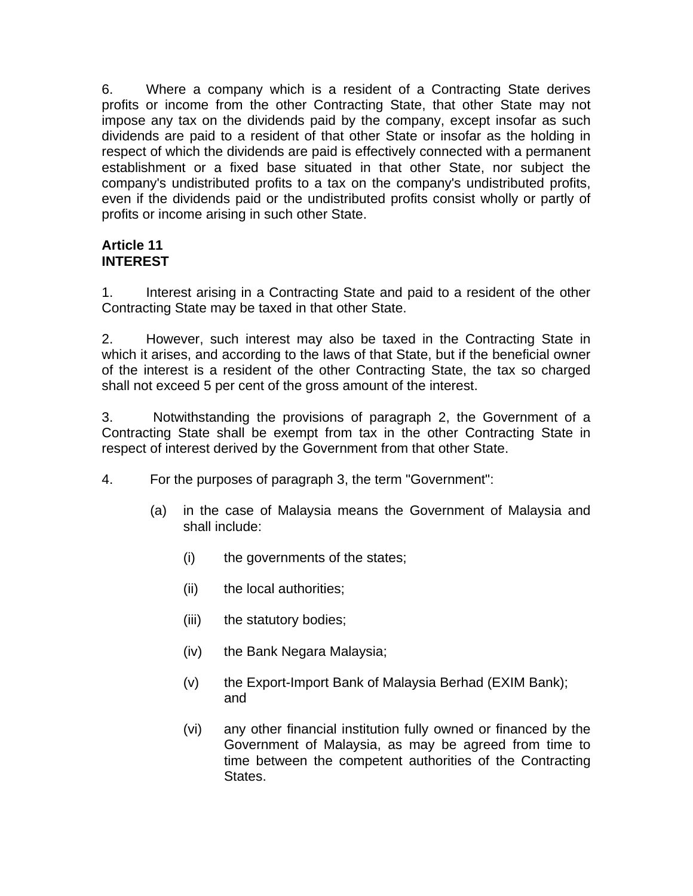6. Where a company which is a resident of a Contracting State derives profits or income from the other Contracting State, that other State may not impose any tax on the dividends paid by the company, except insofar as such dividends are paid to a resident of that other State or insofar as the holding in respect of which the dividends are paid is effectively connected with a permanent establishment or a fixed base situated in that other State, nor subject the company's undistributed profits to a tax on the company's undistributed profits, even if the dividends paid or the undistributed profits consist wholly or partly of profits or income arising in such other State.

**Article 11**
**INTEREST**

1. Interest arising in a Contracting State and paid to a resident of the other Contracting State may be taxed in that other State.

2. However, such interest may also be taxed in the Contracting State in which it arises, and according to the laws of that State, but if the beneficial owner of the interest is a resident of the other Contracting State, the tax so charged shall not exceed 5 per cent of the gross amount of the interest.

3. Notwithstanding the provisions of paragraph 2, the Government of a Contracting State shall be exempt from tax in the other Contracting State in respect of interest derived by the Government from that other State.

4. For the purposes of paragraph 3, the term "Government":

   (a) in the case of Malaysia means the Government of Malaysia and shall include:

      (i) the governments of the states;

      (ii) the local authorities;

      (iii) the statutory bodies;

      (iv) the Bank Negara Malaysia;

      (v) the Export-Import Bank of Malaysia Berhad (EXIM Bank); and

      (vi) any other financial institution fully owned or financed by the Government of Malaysia, as may be agreed from time to time between the competent authorities of the Contracting States.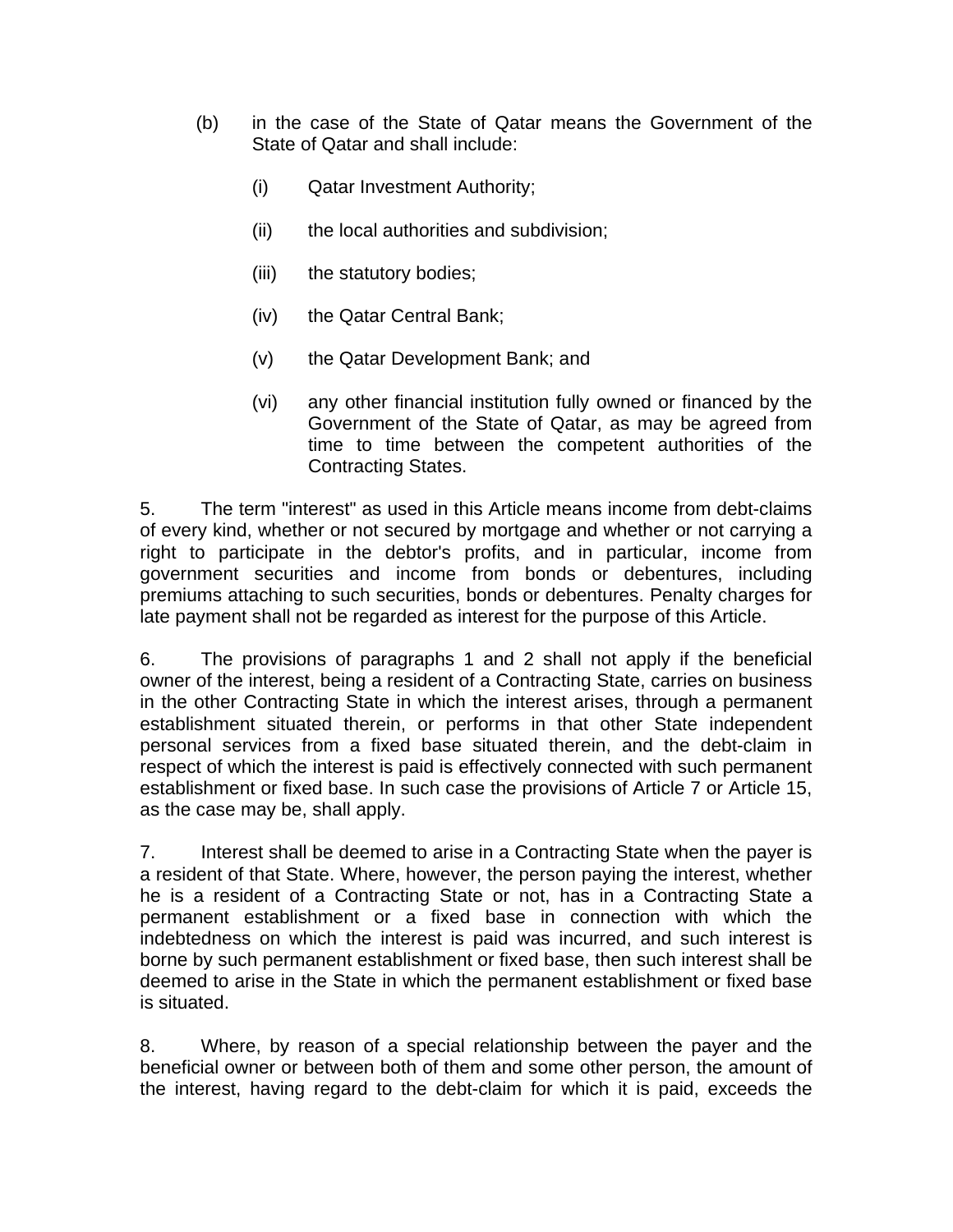(b) in the case of the State of Qatar means the Government of the State of Qatar and shall include:

  (i) Qatar Investment Authority;

  (ii) the local authorities and subdivision;

  (iii) the statutory bodies;

  (iv) the Qatar Central Bank;

  (v) the Qatar Development Bank; and

  (vi) any other financial institution fully owned or financed by the Government of the State of Qatar, as may be agreed from time to time between the competent authorities of the Contracting States.

5. The term "interest" as used in this Article means income from debt-claims of every kind, whether or not secured by mortgage and whether or not carrying a right to participate in the debtor's profits, and in particular, income from government securities and income from bonds or debentures, including premiums attaching to such securities, bonds or debentures. Penalty charges for late payment shall not be regarded as interest for the purpose of this Article.

6. The provisions of paragraphs 1 and 2 shall not apply if the beneficial owner of the interest, being a resident of a Contracting State, carries on business in the other Contracting State in which the interest arises, through a permanent establishment situated therein, or performs in that other State independent personal services from a fixed base situated therein, and the debt-claim in respect of which the interest is paid is effectively connected with such permanent establishment or fixed base. In such case the provisions of Article 7 or Article 15, as the case may be, shall apply.

7. Interest shall be deemed to arise in a Contracting State when the payer is a resident of that State. Where, however, the person paying the interest, whether he is a resident of a Contracting State or not, has in a Contracting State a permanent establishment or a fixed base in connection with which the indebtedness on which the interest is paid was incurred, and such interest is borne by such permanent establishment or fixed base, then such interest shall be deemed to arise in the State in which the permanent establishment or fixed base is situated.

8. Where, by reason of a special relationship between the payer and the beneficial owner or between both of them and some other person, the amount of the interest, having regard to the debt-claim for which it is paid, exceeds the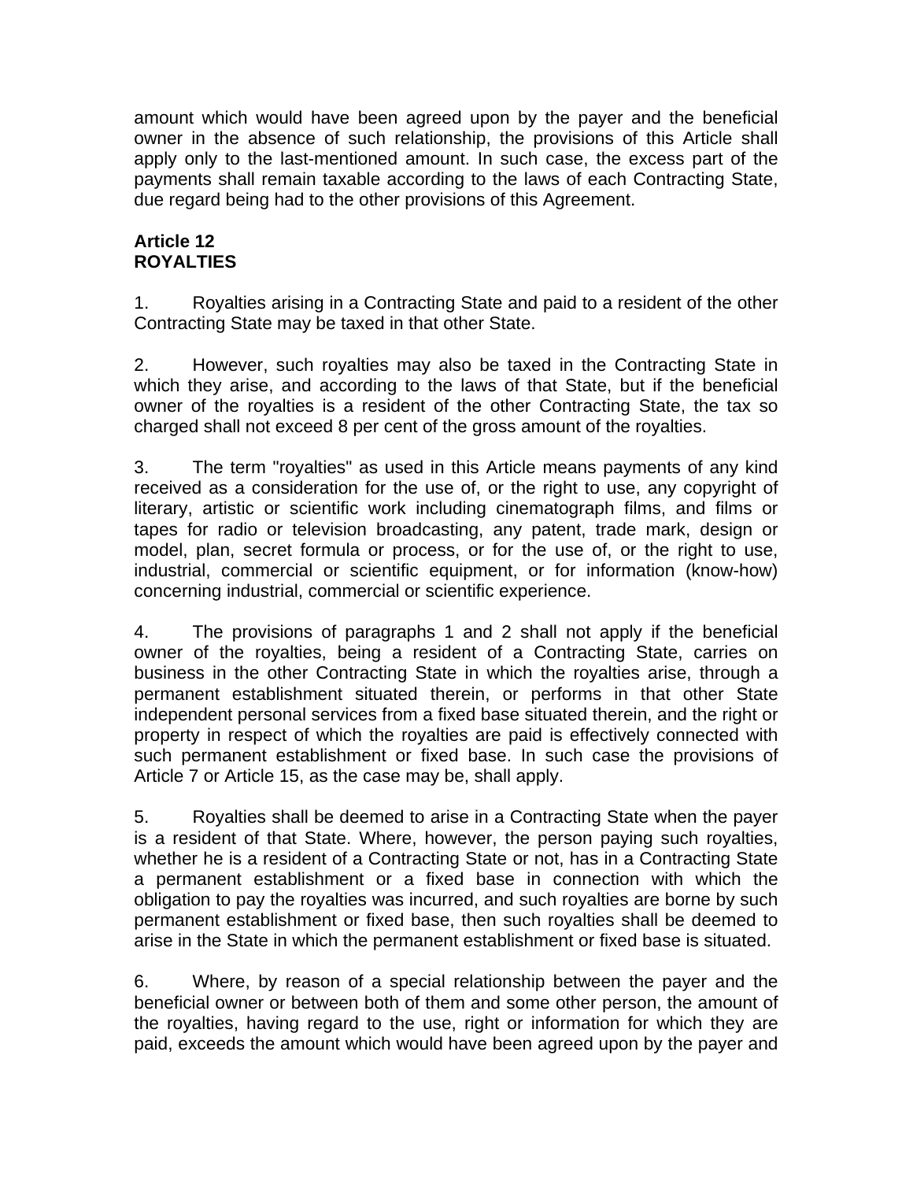amount which would have been agreed upon by the payer and the beneficial owner in the absence of such relationship, the provisions of this Article shall apply only to the last-mentioned amount. In such case, the excess part of the payments shall remain taxable according to the laws of each Contracting State, due regard being had to the other provisions of this Agreement.

**Article 12**
**ROYALTIES**

1. Royalties arising in a Contracting State and paid to a resident of the other Contracting State may be taxed in that other State.

2. However, such royalties may also be taxed in the Contracting State in which they arise, and according to the laws of that State, but if the beneficial owner of the royalties is a resident of the other Contracting State, the tax so charged shall not exceed 8 per cent of the gross amount of the royalties.

3. The term "royalties" as used in this Article means payments of any kind received as a consideration for the use of, or the right to use, any copyright of literary, artistic or scientific work including cinematograph films, and films or tapes for radio or television broadcasting, any patent, trade mark, design or model, plan, secret formula or process, or for the use of, or the right to use, industrial, commercial or scientific equipment, or for information (know-how) concerning industrial, commercial or scientific experience.

4. The provisions of paragraphs 1 and 2 shall not apply if the beneficial owner of the royalties, being a resident of a Contracting State, carries on business in the other Contracting State in which the royalties arise, through a permanent establishment situated therein, or performs in that other State independent personal services from a fixed base situated therein, and the right or property in respect of which the royalties are paid is effectively connected with such permanent establishment or fixed base. In such case the provisions of Article 7 or Article 15, as the case may be, shall apply.

5. Royalties shall be deemed to arise in a Contracting State when the payer is a resident of that State. Where, however, the person paying such royalties, whether he is a resident of a Contracting State or not, has in a Contracting State a permanent establishment or a fixed base in connection with which the obligation to pay the royalties was incurred, and such royalties are borne by such permanent establishment or fixed base, then such royalties shall be deemed to arise in the State in which the permanent establishment or fixed base is situated.

6. Where, by reason of a special relationship between the payer and the beneficial owner or between both of them and some other person, the amount of the royalties, having regard to the use, right or information for which they are paid, exceeds the amount which would have been agreed upon by the payer and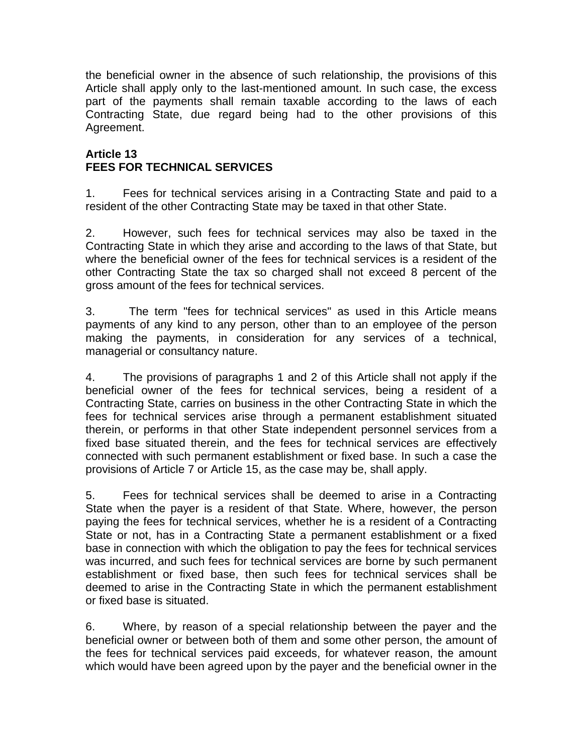the beneficial owner in the absence of such relationship, the provisions of this Article shall apply only to the last-mentioned amount. In such case, the excess part of the payments shall remain taxable according to the laws of each Contracting State, due regard being had to the other provisions of this Agreement.

**Article 13**
**FEES FOR TECHNICAL SERVICES**

1. Fees for technical services arising in a Contracting State and paid to a resident of the other Contracting State may be taxed in that other State.

2. However, such fees for technical services may also be taxed in the Contracting State in which they arise and according to the laws of that State, but where the beneficial owner of the fees for technical services is a resident of the other Contracting State the tax so charged shall not exceed 8 percent of the gross amount of the fees for technical services.

3. The term "fees for technical services" as used in this Article means payments of any kind to any person, other than to an employee of the person making the payments, in consideration for any services of a technical, managerial or consultancy nature.

4. The provisions of paragraphs 1 and 2 of this Article shall not apply if the beneficial owner of the fees for technical services, being a resident of a Contracting State, carries on business in the other Contracting State in which the fees for technical services arise through a permanent establishment situated therein, or performs in that other State independent personnel services from a fixed base situated therein, and the fees for technical services are effectively connected with such permanent establishment or fixed base. In such a case the provisions of Article 7 or Article 15, as the case may be, shall apply.

5. Fees for technical services shall be deemed to arise in a Contracting State when the payer is a resident of that State. Where, however, the person paying the fees for technical services, whether he is a resident of a Contracting State or not, has in a Contracting State a permanent establishment or a fixed base in connection with which the obligation to pay the fees for technical services was incurred, and such fees for technical services are borne by such permanent establishment or fixed base, then such fees for technical services shall be deemed to arise in the Contracting State in which the permanent establishment or fixed base is situated.

6. Where, by reason of a special relationship between the payer and the beneficial owner or between both of them and some other person, the amount of the fees for technical services paid exceeds, for whatever reason, the amount which would have been agreed upon by the payer and the beneficial owner in the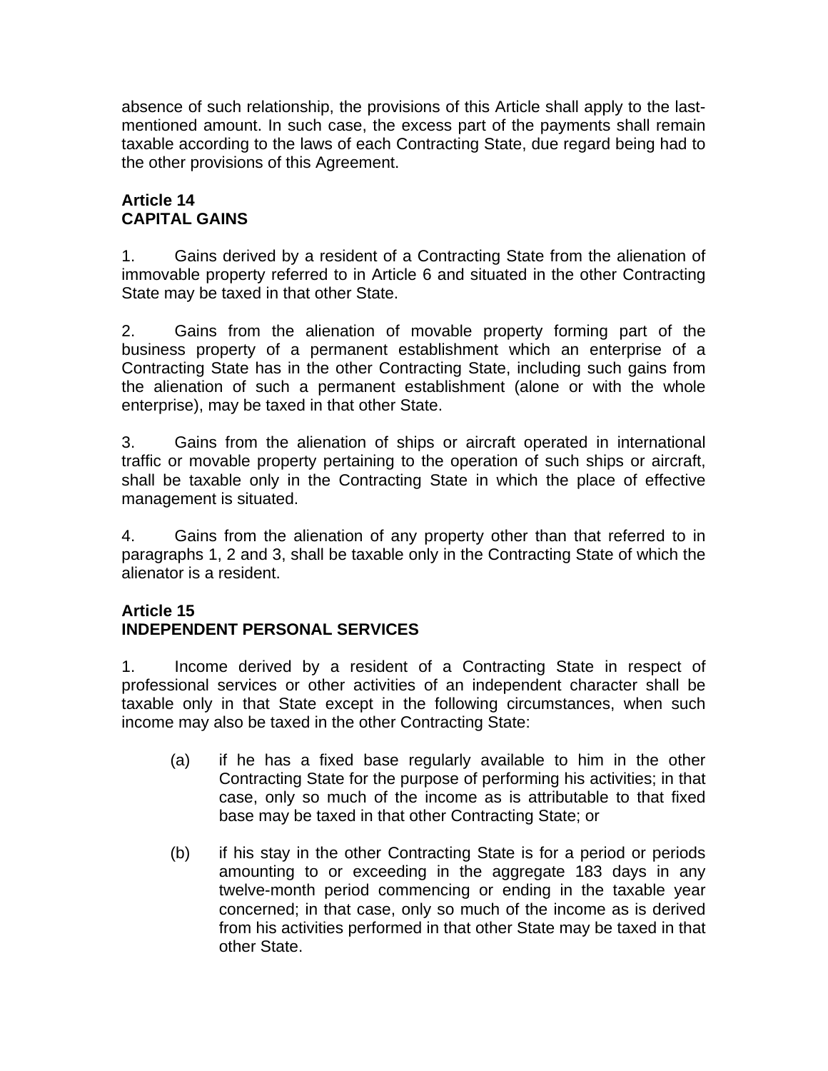absence of such relationship, the provisions of this Article shall apply to the last-mentioned amount. In such case, the excess part of the payments shall remain taxable according to the laws of each Contracting State, due regard being had to the other provisions of this Agreement.

**Article 14**
**CAPITAL GAINS**

1. Gains derived by a resident of a Contracting State from the alienation of immovable property referred to in Article 6 and situated in the other Contracting State may be taxed in that other State.

2. Gains from the alienation of movable property forming part of the business property of a permanent establishment which an enterprise of a Contracting State has in the other Contracting State, including such gains from the alienation of such a permanent establishment (alone or with the whole enterprise), may be taxed in that other State.

3. Gains from the alienation of ships or aircraft operated in international traffic or movable property pertaining to the operation of such ships or aircraft, shall be taxable only in the Contracting State in which the place of effective management is situated.

4. Gains from the alienation of any property other than that referred to in paragraphs 1, 2 and 3, shall be taxable only in the Contracting State of which the alienator is a resident.

**Article 15**
**INDEPENDENT PERSONAL SERVICES**

1. Income derived by a resident of a Contracting State in respect of professional services or other activities of an independent character shall be taxable only in that State except in the following circumstances, when such income may also be taxed in the other Contracting State:

   (a) if he has a fixed base regularly available to him in the other Contracting State for the purpose of performing his activities; in that case, only so much of the income as is attributable to that fixed base may be taxed in that other Contracting State; or

   (b) if his stay in the other Contracting State is for a period or periods amounting to or exceeding in the aggregate 183 days in any twelve-month period commencing or ending in the taxable year concerned; in that case, only so much of the income as is derived from his activities performed in that other State may be taxed in that other State.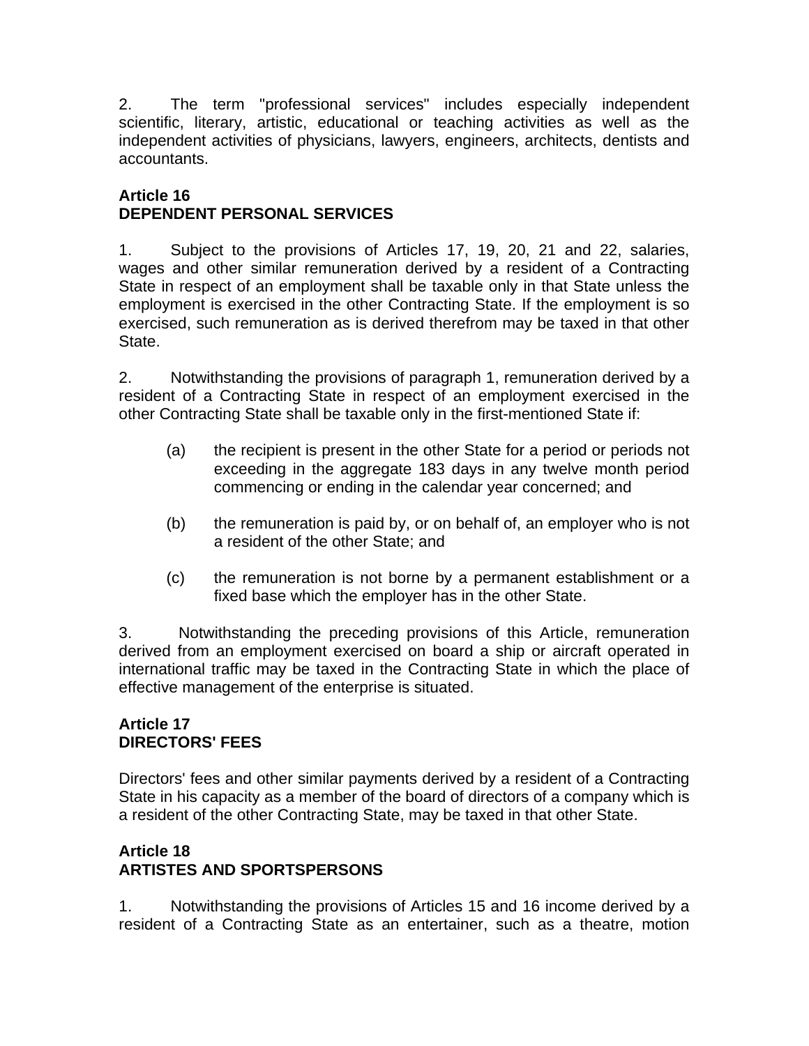2. The term "professional services" includes especially independent scientific, literary, artistic, educational or teaching activities as well as the independent activities of physicians, lawyers, engineers, architects, dentists and accountants.

**Article 16**
**DEPENDENT PERSONAL SERVICES**

1. Subject to the provisions of Articles 17, 19, 20, 21 and 22, salaries, wages and other similar remuneration derived by a resident of a Contracting State in respect of an employment shall be taxable only in that State unless the employment is exercised in the other Contracting State. If the employment is so exercised, such remuneration as is derived therefrom may be taxed in that other State.

2. Notwithstanding the provisions of paragraph 1, remuneration derived by a resident of a Contracting State in respect of an employment exercised in the other Contracting State shall be taxable only in the first-mentioned State if:

(a) the recipient is present in the other State for a period or periods not exceeding in the aggregate 183 days in any twelve month period commencing or ending in the calendar year concerned; and

(b) the remuneration is paid by, or on behalf of, an employer who is not a resident of the other State; and

(c) the remuneration is not borne by a permanent establishment or a fixed base which the employer has in the other State.

3. Notwithstanding the preceding provisions of this Article, remuneration derived from an employment exercised on board a ship or aircraft operated in international traffic may be taxed in the Contracting State in which the place of effective management of the enterprise is situated.

**Article 17**
**DIRECTORS' FEES**

Directors' fees and other similar payments derived by a resident of a Contracting State in his capacity as a member of the board of directors of a company which is a resident of the other Contracting State, may be taxed in that other State.

**Article 18**
**ARTISTES AND SPORTSPERSONS**

1. Notwithstanding the provisions of Articles 15 and 16 income derived by a resident of a Contracting State as an entertainer, such as a theatre, motion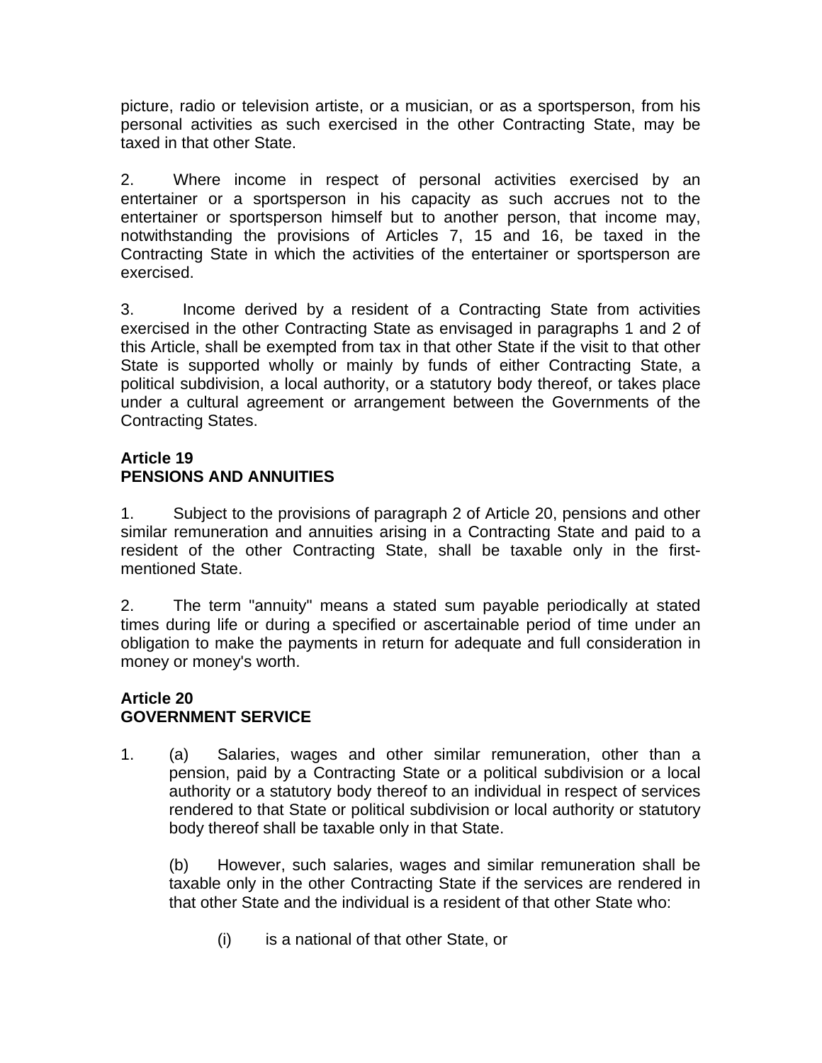picture, radio or television artiste, or a musician, or as a sportsperson, from his personal activities as such exercised in the other Contracting State, may be taxed in that other State.

2. Where income in respect of personal activities exercised by an entertainer or a sportsperson in his capacity as such accrues not to the entertainer or sportsperson himself but to another person, that income may, notwithstanding the provisions of Articles 7, 15 and 16, be taxed in the Contracting State in which the activities of the entertainer or sportsperson are exercised.

3. Income derived by a resident of a Contracting State from activities exercised in the other Contracting State as envisaged in paragraphs 1 and 2 of this Article, shall be exempted from tax in that other State if the visit to that other State is supported wholly or mainly by funds of either Contracting State, a political subdivision, a local authority, or a statutory body thereof, or takes place under a cultural agreement or arrangement between the Governments of the Contracting States.

**Article 19**
**PENSIONS AND ANNUITIES**

1. Subject to the provisions of paragraph 2 of Article 20, pensions and other similar remuneration and annuities arising in a Contracting State and paid to a resident of the other Contracting State, shall be taxable only in the first-mentioned State.

2. The term "annuity" means a stated sum payable periodically at stated times during life or during a specified or ascertainable period of time under an obligation to make the payments in return for adequate and full consideration in money or money's worth.

**Article 20**
**GOVERNMENT SERVICE**

1. (a) Salaries, wages and other similar remuneration, other than a pension, paid by a Contracting State or a political subdivision or a local authority or a statutory body thereof to an individual in respect of services rendered to that State or political subdivision or local authority or statutory body thereof shall be taxable only in that State.

   (b) However, such salaries, wages and similar remuneration shall be taxable only in the other Contracting State if the services are rendered in that other State and the individual is a resident of that other State who:

      (i) is a national of that other State, or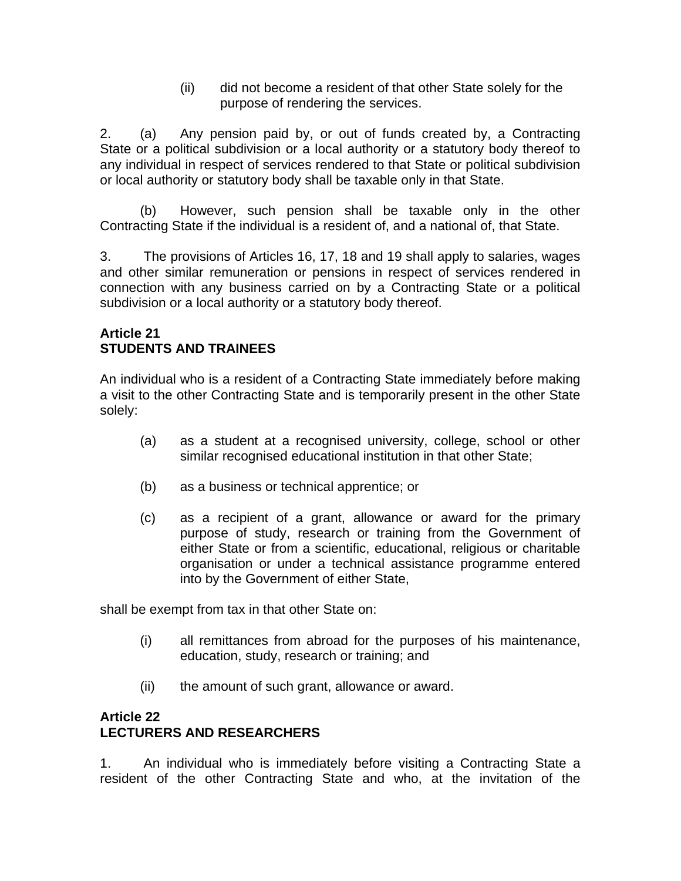(ii) did not become a resident of that other State solely for the purpose of rendering the services.

2. (a) Any pension paid by, or out of funds created by, a Contracting State or a political subdivision or a local authority or a statutory body thereof to any individual in respect of services rendered to that State or political subdivision or local authority or statutory body shall be taxable only in that State.

(b) However, such pension shall be taxable only in the other Contracting State if the individual is a resident of, and a national of, that State.

3. The provisions of Articles 16, 17, 18 and 19 shall apply to salaries, wages and other similar remuneration or pensions in respect of services rendered in connection with any business carried on by a Contracting State or a political subdivision or a local authority or a statutory body thereof.

**Article 21**
**STUDENTS AND TRAINEES**

An individual who is a resident of a Contracting State immediately before making a visit to the other Contracting State and is temporarily present in the other State solely:

(a) as a student at a recognised university, college, school or other similar recognised educational institution in that other State;

(b) as a business or technical apprentice; or

(c) as a recipient of a grant, allowance or award for the primary purpose of study, research or training from the Government of either State or from a scientific, educational, religious or charitable organisation or under a technical assistance programme entered into by the Government of either State,

shall be exempt from tax in that other State on:

(i) all remittances from abroad for the purposes of his maintenance, education, study, research or training; and

(ii) the amount of such grant, allowance or award.

**Article 22**
**LECTURERS AND RESEARCHERS**

1. An individual who is immediately before visiting a Contracting State a resident of the other Contracting State and who, at the invitation of the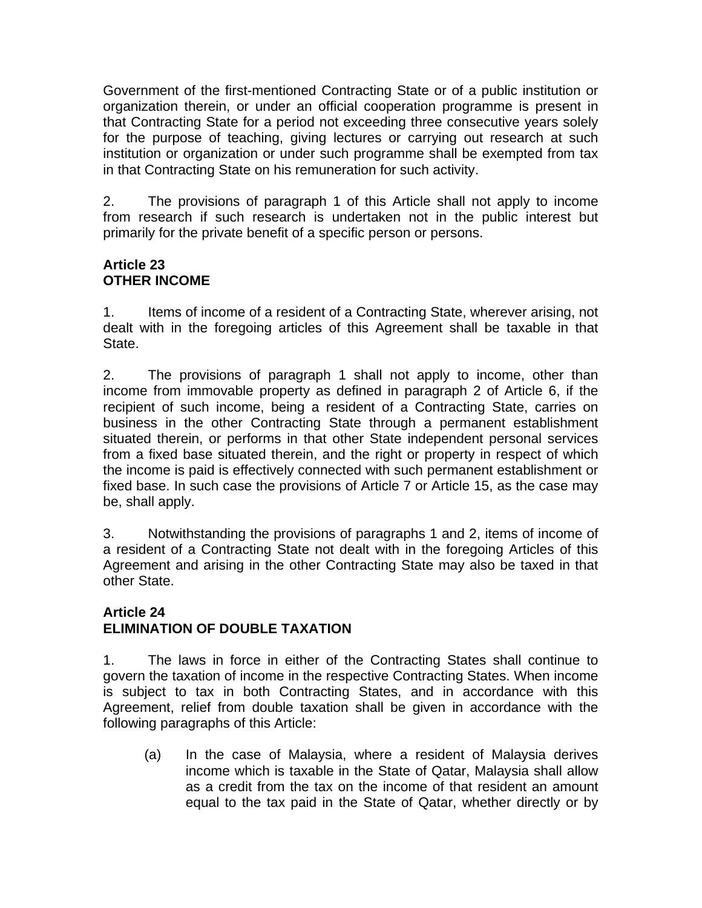Government of the first-mentioned Contracting State or of a public institution or organization therein, or under an official cooperation programme is present in that Contracting State for a period not exceeding three consecutive years solely for the purpose of teaching, giving lectures or carrying out research at such institution or organization or under such programme shall be exempted from tax in that Contracting State on his remuneration for such activity.

2. The provisions of paragraph 1 of this Article shall not apply to income from research if such research is undertaken not in the public interest but primarily for the private benefit of a specific person or persons.

**Article 23**
**OTHER INCOME**

1. Items of income of a resident of a Contracting State, wherever arising, not dealt with in the foregoing articles of this Agreement shall be taxable in that State.

2. The provisions of paragraph 1 shall not apply to income, other than income from immovable property as defined in paragraph 2 of Article 6, if the recipient of such income, being a resident of a Contracting State, carries on business in the other Contracting State through a permanent establishment situated therein, or performs in that other State independent personal services from a fixed base situated therein, and the right or property in respect of which the income is paid is effectively connected with such permanent establishment or fixed base. In such case the provisions of Article 7 or Article 15, as the case may be, shall apply.

3. Notwithstanding the provisions of paragraphs 1 and 2, items of income of a resident of a Contracting State not dealt with in the foregoing Articles of this Agreement and arising in the other Contracting State may also be taxed in that other State.

**Article 24**
**ELIMINATION OF DOUBLE TAXATION**

1. The laws in force in either of the Contracting States shall continue to govern the taxation of income in the respective Contracting States. When income is subject to tax in both Contracting States, and in accordance with this Agreement, relief from double taxation shall be given in accordance with the following paragraphs of this Article:

(a) In the case of Malaysia, where a resident of Malaysia derives income which is taxable in the State of Qatar, Malaysia shall allow as a credit from the tax on the income of that resident an amount equal to the tax paid in the State of Qatar, whether directly or by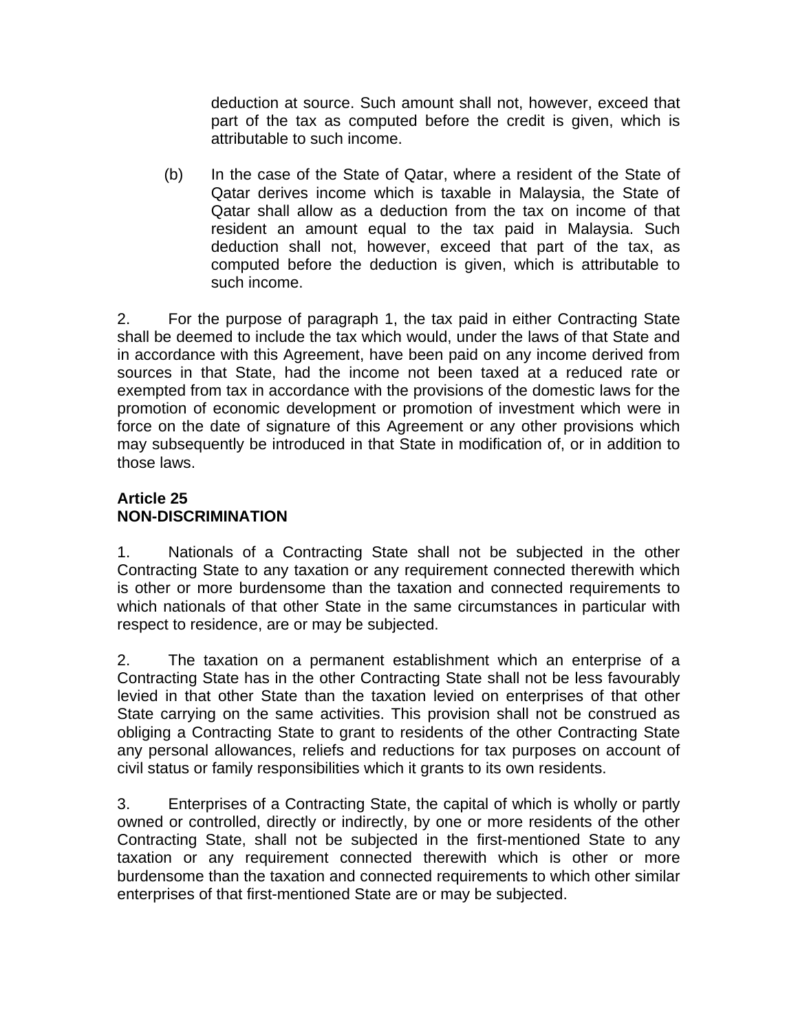deduction at source. Such amount shall not, however, exceed that part of the tax as computed before the credit is given, which is attributable to such income.

(b) In the case of the State of Qatar, where a resident of the State of Qatar derives income which is taxable in Malaysia, the State of Qatar shall allow as a deduction from the tax on income of that resident an amount equal to the tax paid in Malaysia. Such deduction shall not, however, exceed that part of the tax, as computed before the deduction is given, which is attributable to such income.

2. For the purpose of paragraph 1, the tax paid in either Contracting State shall be deemed to include the tax which would, under the laws of that State and in accordance with this Agreement, have been paid on any income derived from sources in that State, had the income not been taxed at a reduced rate or exempted from tax in accordance with the provisions of the domestic laws for the promotion of economic development or promotion of investment which were in force on the date of signature of this Agreement or any other provisions which may subsequently be introduced in that State in modification of, or in addition to those laws.

**Article 25**
**NON-DISCRIMINATION**

1. Nationals of a Contracting State shall not be subjected in the other Contracting State to any taxation or any requirement connected therewith which is other or more burdensome than the taxation and connected requirements to which nationals of that other State in the same circumstances in particular with respect to residence, are or may be subjected.

2. The taxation on a permanent establishment which an enterprise of a Contracting State has in the other Contracting State shall not be less favourably levied in that other State than the taxation levied on enterprises of that other State carrying on the same activities. This provision shall not be construed as obliging a Contracting State to grant to residents of the other Contracting State any personal allowances, reliefs and reductions for tax purposes on account of civil status or family responsibilities which it grants to its own residents.

3. Enterprises of a Contracting State, the capital of which is wholly or partly owned or controlled, directly or indirectly, by one or more residents of the other Contracting State, shall not be subjected in the first-mentioned State to any taxation or any requirement connected therewith which is other or more burdensome than the taxation and connected requirements to which other similar enterprises of that first-mentioned State are or may be subjected.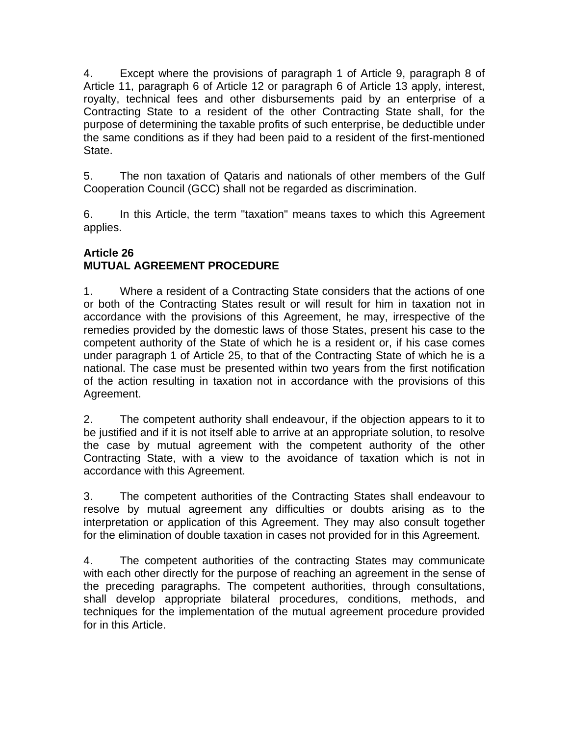4. Except where the provisions of paragraph 1 of Article 9, paragraph 8 of Article 11, paragraph 6 of Article 12 or paragraph 6 of Article 13 apply, interest, royalty, technical fees and other disbursements paid by an enterprise of a Contracting State to a resident of the other Contracting State shall, for the purpose of determining the taxable profits of such enterprise, be deductible under the same conditions as if they had been paid to a resident of the first-mentioned State.

5. The non taxation of Qataris and nationals of other members of the Gulf Cooperation Council (GCC) shall not be regarded as discrimination.

6. In this Article, the term "taxation" means taxes to which this Agreement applies.

**Article 26**
**MUTUAL AGREEMENT PROCEDURE**

1. Where a resident of a Contracting State considers that the actions of one or both of the Contracting States result or will result for him in taxation not in accordance with the provisions of this Agreement, he may, irrespective of the remedies provided by the domestic laws of those States, present his case to the competent authority of the State of which he is a resident or, if his case comes under paragraph 1 of Article 25, to that of the Contracting State of which he is a national. The case must be presented within two years from the first notification of the action resulting in taxation not in accordance with the provisions of this Agreement.

2. The competent authority shall endeavour, if the objection appears to it to be justified and if it is not itself able to arrive at an appropriate solution, to resolve the case by mutual agreement with the competent authority of the other Contracting State, with a view to the avoidance of taxation which is not in accordance with this Agreement.

3. The competent authorities of the Contracting States shall endeavour to resolve by mutual agreement any difficulties or doubts arising as to the interpretation or application of this Agreement. They may also consult together for the elimination of double taxation in cases not provided for in this Agreement.

4. The competent authorities of the contracting States may communicate with each other directly for the purpose of reaching an agreement in the sense of the preceding paragraphs. The competent authorities, through consultations, shall develop appropriate bilateral procedures, conditions, methods, and techniques for the implementation of the mutual agreement procedure provided for in this Article.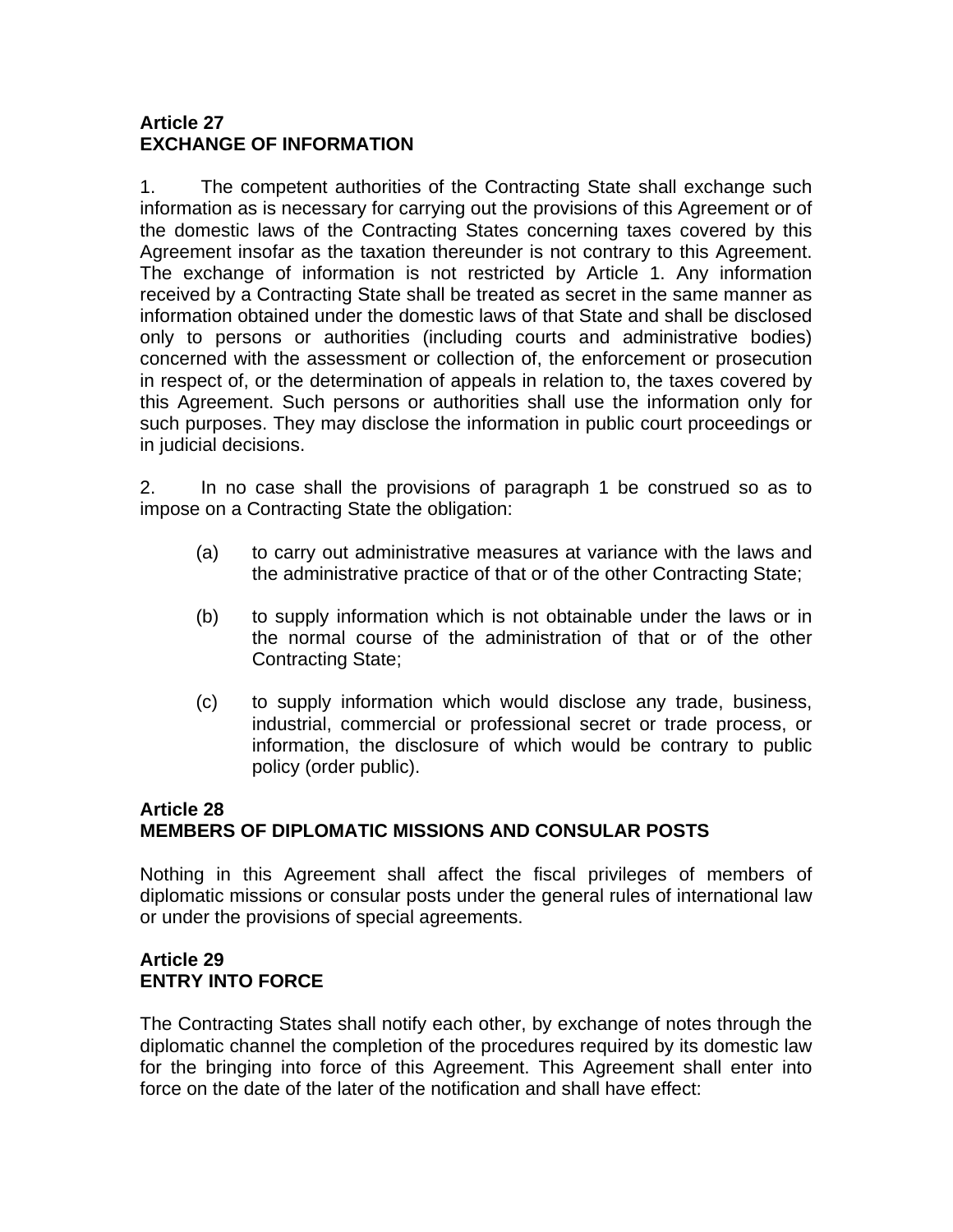**Article 27**
**EXCHANGE OF INFORMATION**

1. The competent authorities of the Contracting State shall exchange such information as is necessary for carrying out the provisions of this Agreement or of the domestic laws of the Contracting States concerning taxes covered by this Agreement insofar as the taxation thereunder is not contrary to this Agreement. The exchange of information is not restricted by Article 1. Any information received by a Contracting State shall be treated as secret in the same manner as information obtained under the domestic laws of that State and shall be disclosed only to persons or authorities (including courts and administrative bodies) concerned with the assessment or collection of, the enforcement or prosecution in respect of, or the determination of appeals in relation to, the taxes covered by this Agreement. Such persons or authorities shall use the information only for such purposes. They may disclose the information in public court proceedings or in judicial decisions.

2. In no case shall the provisions of paragraph 1 be construed so as to impose on a Contracting State the obligation:

(a) to carry out administrative measures at variance with the laws and the administrative practice of that or of the other Contracting State;

(b) to supply information which is not obtainable under the laws or in the normal course of the administration of that or of the other Contracting State;

(c) to supply information which would disclose any trade, business, industrial, commercial or professional secret or trade process, or information, the disclosure of which would be contrary to public policy (order public).

**Article 28**
**MEMBERS OF DIPLOMATIC MISSIONS AND CONSULAR POSTS**

Nothing in this Agreement shall affect the fiscal privileges of members of diplomatic missions or consular posts under the general rules of international law or under the provisions of special agreements.

**Article 29**
**ENTRY INTO FORCE**

The Contracting States shall notify each other, by exchange of notes through the diplomatic channel the completion of the procedures required by its domestic law for the bringing into force of this Agreement. This Agreement shall enter into force on the date of the later of the notification and shall have effect: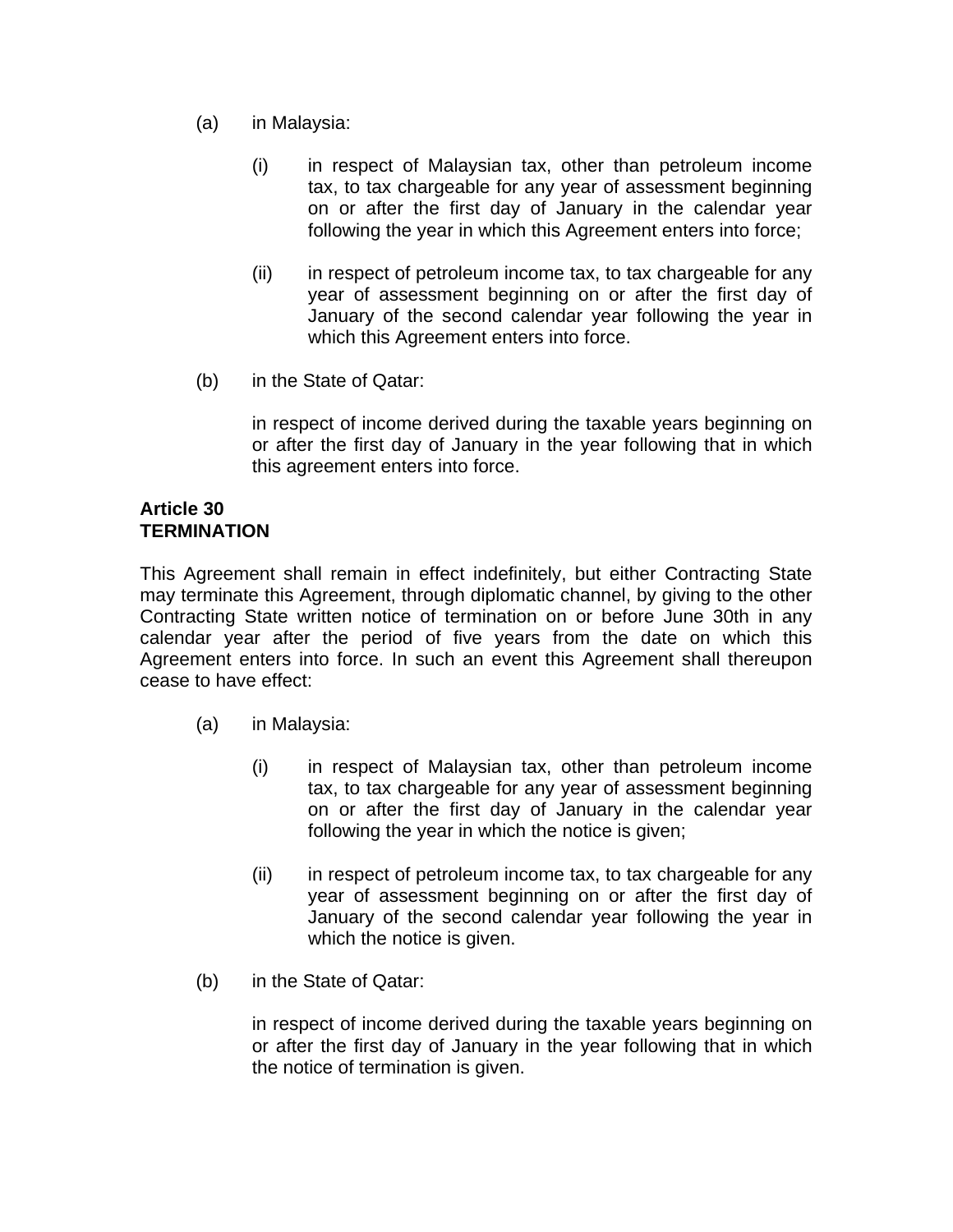(a) in Malaysia:

   (i) in respect of Malaysian tax, other than petroleum income tax, to tax chargeable for any year of assessment beginning on or after the first day of January in the calendar year following the year in which this Agreement enters into force;

   (ii) in respect of petroleum income tax, to tax chargeable for any year of assessment beginning on or after the first day of January of the second calendar year following the year in which this Agreement enters into force.

(b) in the State of Qatar:

   in respect of income derived during the taxable years beginning on or after the first day of January in the year following that in which this agreement enters into force.

**Article 30**
**TERMINATION**

This Agreement shall remain in effect indefinitely, but either Contracting State may terminate this Agreement, through diplomatic channel, by giving to the other Contracting State written notice of termination on or before June 30th in any calendar year after the period of five years from the date on which this Agreement enters into force. In such an event this Agreement shall thereupon cease to have effect:

(a) in Malaysia:

   (i) in respect of Malaysian tax, other than petroleum income tax, to tax chargeable for any year of assessment beginning on or after the first day of January in the calendar year following the year in which the notice is given;

   (ii) in respect of petroleum income tax, to tax chargeable for any year of assessment beginning on or after the first day of January of the second calendar year following the year in which the notice is given.

(b) in the State of Qatar:

   in respect of income derived during the taxable years beginning on or after the first day of January in the year following that in which the notice of termination is given.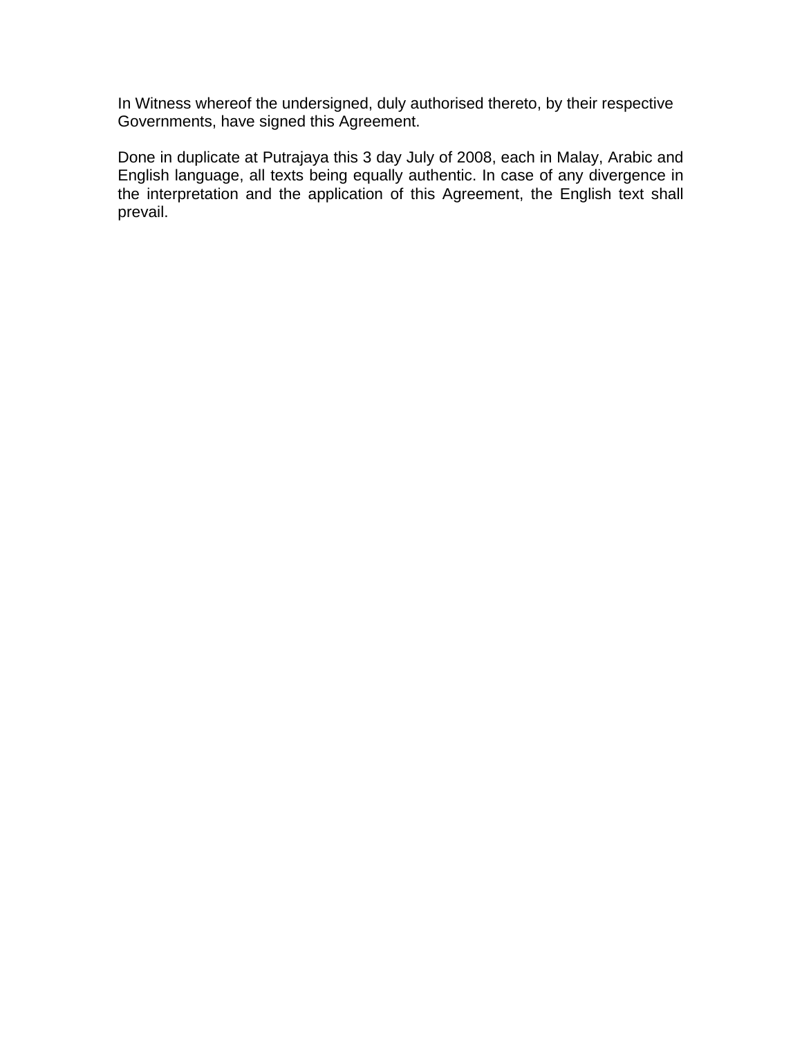In Witness whereof the undersigned, duly authorised thereto, by their respective Governments, have signed this Agreement.

Done in duplicate at Putrajaya this 3 day July of 2008, each in Malay, Arabic and English language, all texts being equally authentic. In case of any divergence in the interpretation and the application of this Agreement, the English text shall prevail.